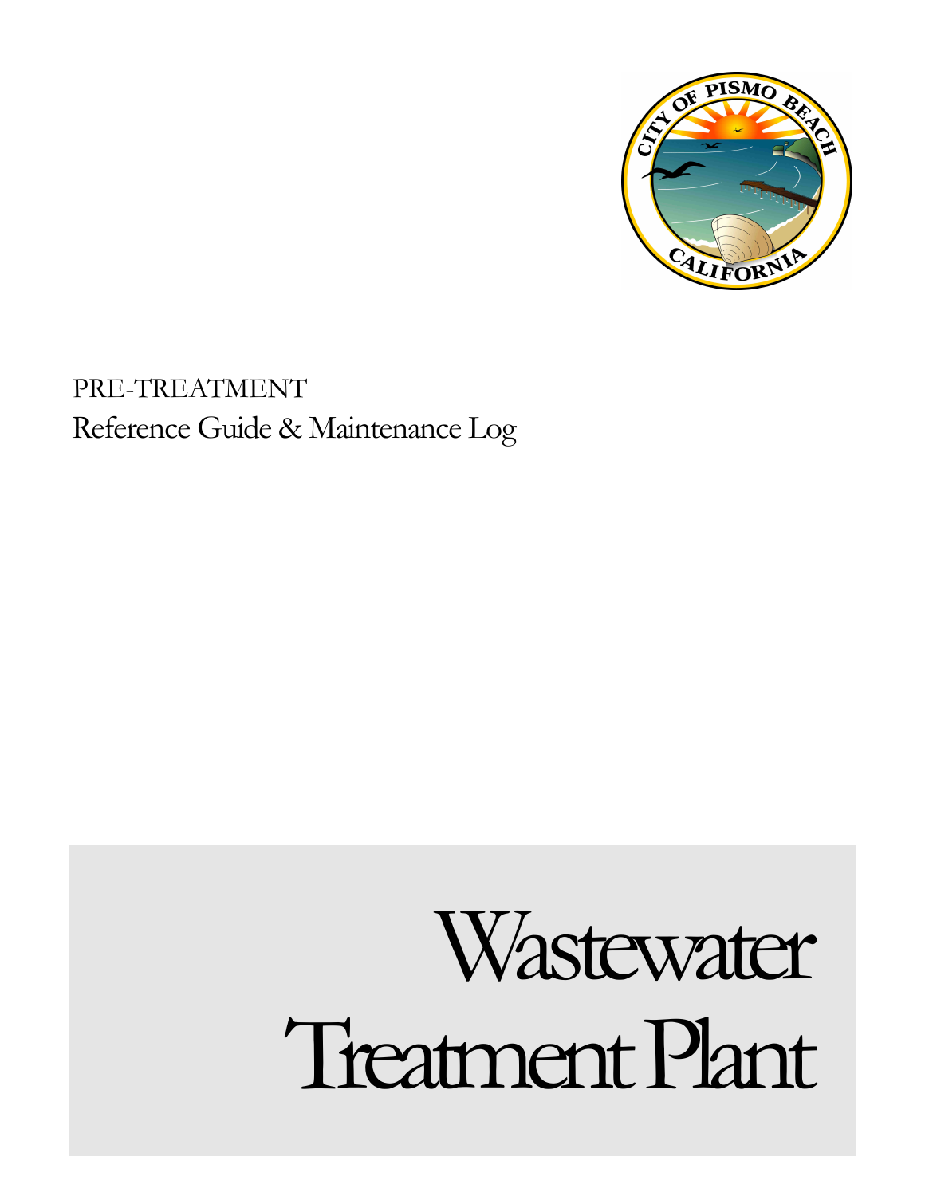PRE-TREATMENT

Reference Guide & Maintenance Log

# Wastewater Treatment Plant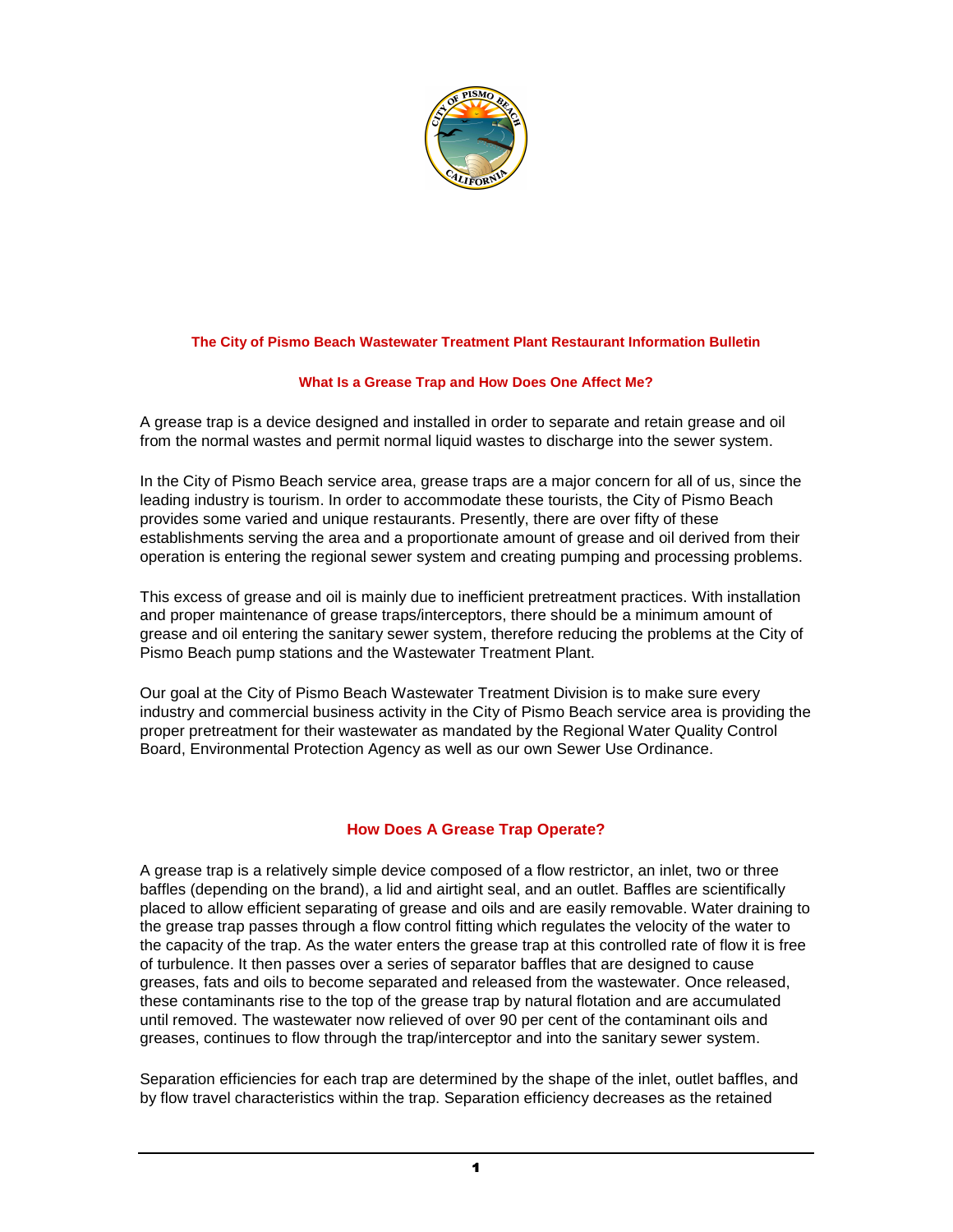## The City of Pismo Beach Wastewater Treatment Plant Restaurant Information Bulletin

### What Is a Grease Trap and How Does One Affect Me?

A grease trap is a device designed and installed in order to separate and retain grease and oil from the normal wastes and permit normal liquid wastes to discharge into the sewer system.

In the City of Pismo Beach service area, grease traps are a major concern for all of us, since the leading industry is tourism. In order to accommodate these tourists, the City of Pismo Beach provides some varied and unique restaurants. Presently, there are over fifty of these establishments serving the area and a proportionate amount of grease and oil derived from their operation is entering the regional sewer system and creating pumping and processing problems.

This excess of grease and oil is mainly due to inefficient pretreatment practices. With installation and proper maintenance of grease traps/interceptors, there should be a minimum amount of grease and oil entering the sanitary sewer system, therefore reducing the problems at the City of Pismo Beach pump stations and the Wastewater Treatment Plant.

Our goal at the City of Pismo Beach Wastewater Treatment Division is to make sure every industry and commercial business activity in the City of Pismo Beach service area is providing the proper pretreatment for their wastewater as mandated by the Regional Water Quality Control Board, Environmental Protection Agency as well as our own Sewer Use Ordinance.

### How Does A Grease Trap Operate?

A grease trap is a relatively simple device composed of a flow restrictor, an inlet, two or three baffles (depending on the brand), a lid and airtight seal, and an outlet. Baffles are scientifically placed to allow efficient separating of grease and oils and are easily removable. Water draining to the grease trap passes through a flow control fitting which regulates the velocity of the water to the capacity of the trap. As the water enters the grease trap at this controlled rate of flow it is free of turbulence. It then passes over a series of separator baffles that are designed to cause greases, fats and oils to become separated and released from the wastewater. Once released, these contaminants rise to the top of the grease trap by natural flotation and are accumulated until removed. The wastewater now relieved of over 90 per cent of the contaminant oils and greases, continues to flow through the trap/interceptor and into the sanitary sewer system.

Separation efficiencies for each trap are determined by the shape of the inlet, outlet baffles, and by flow travel characteristics within the trap. Separation efficiency decreases as the retained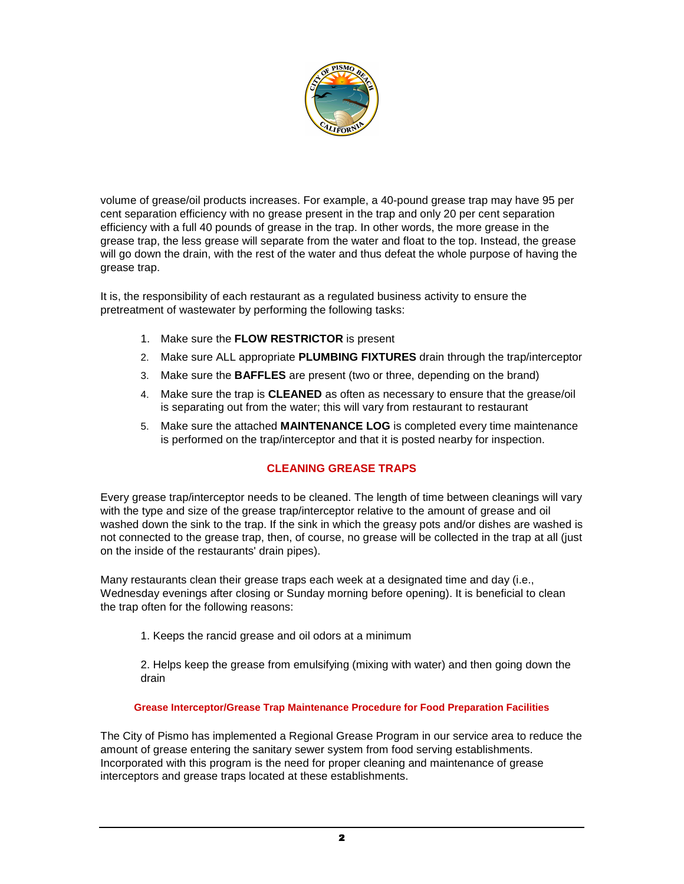volume of grease/oil products increases. For example, a 40-pound grease trap may have 95 per cent separation efficiency with no grease present in the trap and only 20 per cent separation efficiency with a full 40 pounds of grease in the trap. In other words, the more grease in the grease trap, the less grease will separate from the water and float to the top. Instead, the grease will go down the drain, with the rest of the water and thus defeat the whole purpose of having the grease trap.

It is, the responsibility of each restaurant as a regulated business activity to ensure the pretreatment of wastewater by performing the following tasks:

1. Make sure the **FLOW RESTRICTOR** is present
2. Make sure ALL appropriate **PLUMBING FIXTURES** drain through the trap/interceptor
3. Make sure the **BAFFLES** are present (two or three, depending on the brand)
4. Make sure the trap is **CLEANED** as often as necessary to ensure that the grease/oil is separating out from the water; this will vary from restaurant to restaurant
5. Make sure the attached **MAINTENANCE LOG** is completed every time maintenance is performed on the trap/interceptor and that it is posted nearby for inspection.

## CLEANING GREASE TRAPS

Every grease trap/interceptor needs to be cleaned. The length of time between cleanings will vary with the type and size of the grease trap/interceptor relative to the amount of grease and oil washed down the sink to the trap. If the sink in which the greasy pots and/or dishes are washed is not connected to the grease trap, then, of course, no grease will be collected in the trap at all (just on the inside of the restaurants' drain pipes).

Many restaurants clean their grease traps each week at a designated time and day (i.e., Wednesday evenings after closing or Sunday morning before opening). It is beneficial to clean the trap often for the following reasons:

1. Keeps the rancid grease and oil odors at a minimum

2. Helps keep the grease from emulsifying (mixing with water) and then going down the drain

### Grease Interceptor/Grease Trap Maintenance Procedure for Food Preparation Facilities

The City of Pismo has implemented a Regional Grease Program in our service area to reduce the amount of grease entering the sanitary sewer system from food serving establishments. Incorporated with this program is the need for proper cleaning and maintenance of grease interceptors and grease traps located at these establishments.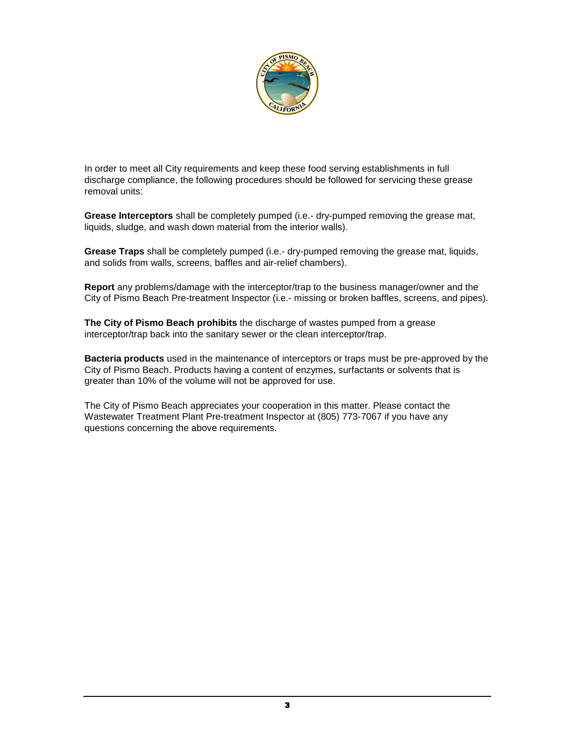In order to meet all City requirements and keep these food serving establishments in full discharge compliance, the following procedures should be followed for servicing these grease removal units:

**Grease Interceptors** shall be completely pumped (i.e.- dry-pumped removing the grease mat, liquids, sludge, and wash down material from the interior walls).

**Grease Traps** shall be completely pumped (i.e.- dry-pumped removing the grease mat, liquids, and solids from walls, screens, baffles and air-relief chambers).

**Report** any problems/damage with the interceptor/trap to the business manager/owner and the City of Pismo Beach Pre-treatment Inspector (i.e.- missing or broken baffles, screens, and pipes).

**The City of Pismo Beach prohibits** the discharge of wastes pumped from a grease interceptor/trap back into the sanitary sewer or the clean interceptor/trap.

**Bacteria products** used in the maintenance of interceptors or traps must be pre-approved by the City of Pismo Beach. Products having a content of enzymes, surfactants or solvents that is greater than 10% of the volume will not be approved for use.

The City of Pismo Beach appreciates your cooperation in this matter. Please contact the Wastewater Treatment Plant Pre-treatment Inspector at (805) 773-7067 if you have any questions concerning the above requirements.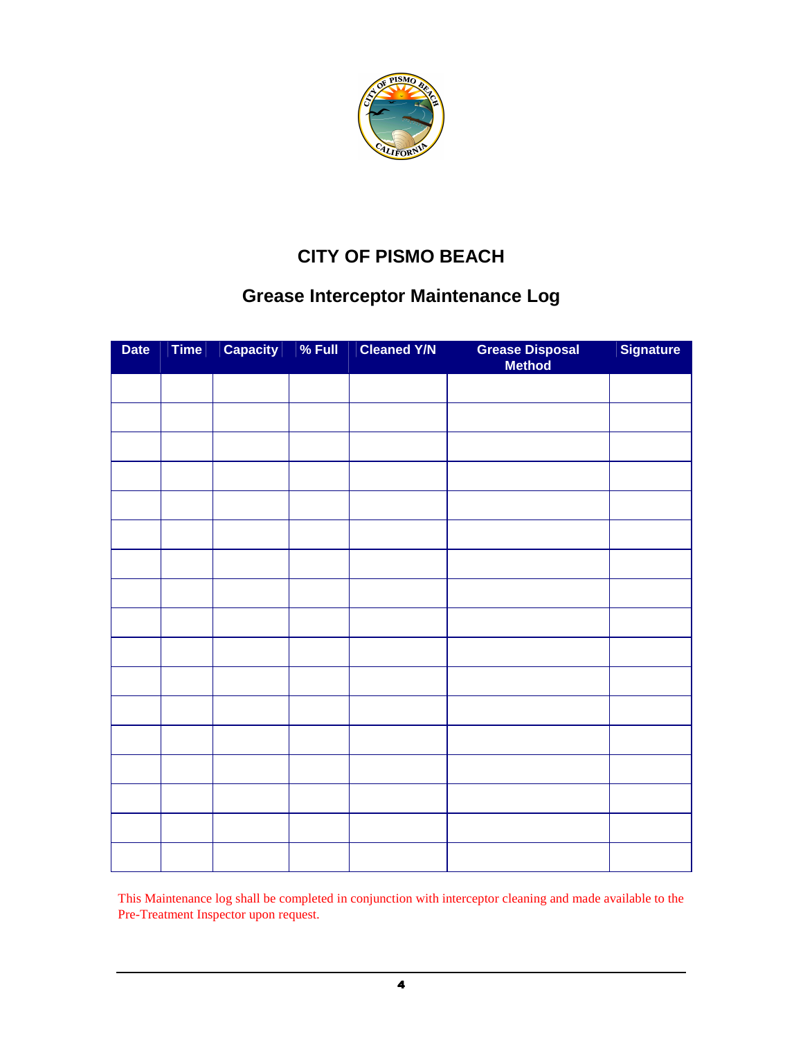# CITY OF PISMO BEACH

## Grease Interceptor Maintenance Log

| Date | Time | Capacity | % Full | Cleaned Y/N | Grease Disposal Method | Signature |
|---|---|---|---|---|---|---|
| | | | | | | |
| | | | | | | |
| | | | | | | |
| | | | | | | |
| | | | | | | |
| | | | | | | |
| | | | | | | |
| | | | | | | |
| | | | | | | |
| | | | | | | |
| | | | | | | |
| | | | | | | |
| | | | | | | |
| | | | | | | |
| | | | | | | |
| | | | | | | |
| | | | | | | |

This Maintenance log shall be completed in conjunction with interceptor cleaning and made available to the Pre-Treatment Inspector upon request.